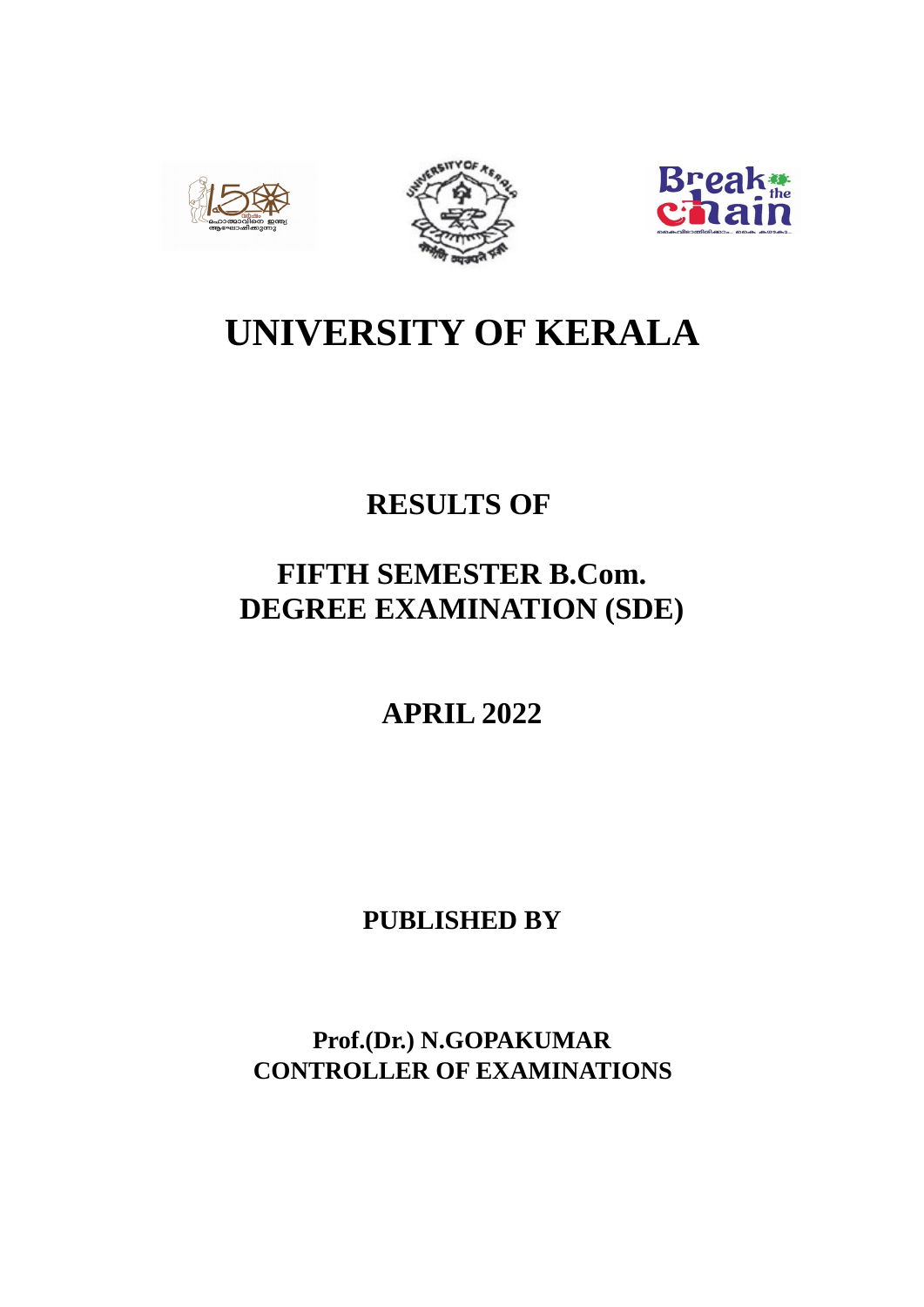# UNIVERSITY OF KERALA

## RESULTS OF

## FIFTH SEMESTER B.Com.
## DEGREE EXAMINATION (SDE)

## APRIL 2022

**PUBLISHED BY**

**Prof.(Dr.) N.GOPAKUMAR**
**CONTROLLER OF EXAMINATIONS**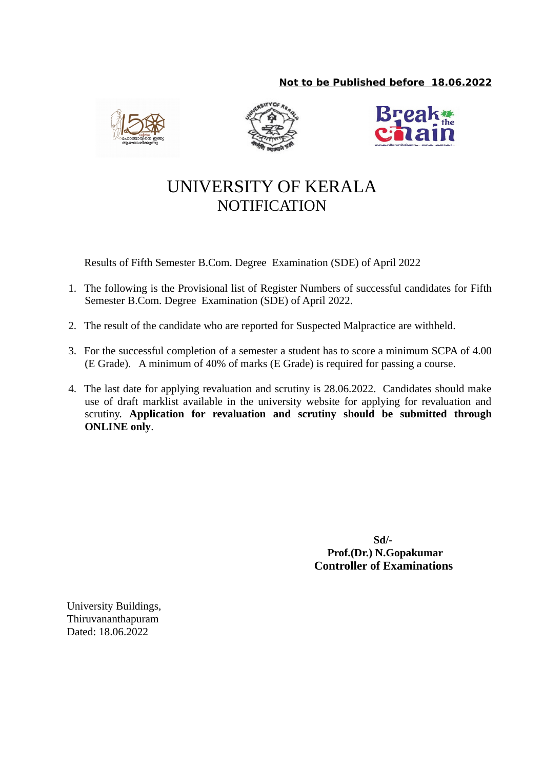**Not to be Published before 18.06.2022**

# UNIVERSITY OF KERALA
## NOTIFICATION

Results of Fifth Semester B.Com. Degree Examination (SDE) of April 2022

1. The following is the Provisional list of Register Numbers of successful candidates for Fifth Semester B.Com. Degree Examination (SDE) of April 2022.

2. The result of the candidate who are reported for Suspected Malpractice are withheld.

3. For the successful completion of a semester a student has to score a minimum SCPA of 4.00 (E Grade). A minimum of 40% of marks (E Grade) is required for passing a course.

4. The last date for applying revaluation and scrutiny is 28.06.2022. Candidates should make use of draft marklist available in the university website for applying for revaluation and scrutiny. **Application for revaluation and scrutiny should be submitted through ONLINE only**.

**Sd/-**
**Prof.(Dr.) N.Gopakumar**
**Controller of Examinations**

University Buildings,
Thiruvananthapuram
Dated: 18.06.2022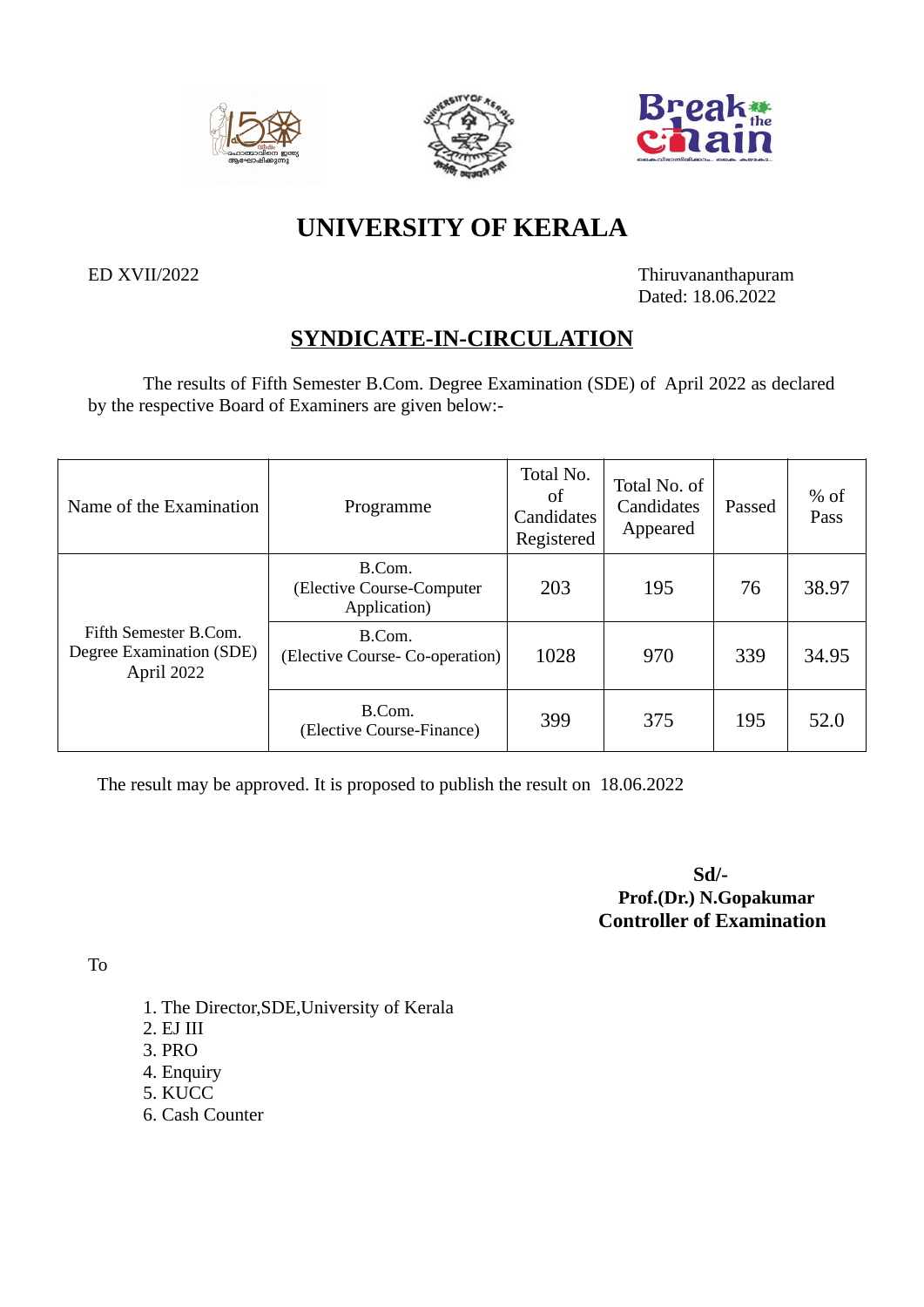# UNIVERSITY OF KERALA

ED XVII/2022

Thiruvananthapuram
Dated: 18.06.2022

## SYNDICATE-IN-CIRCULATION

The results of Fifth Semester B.Com. Degree Examination (SDE) of April 2022 as declared by the respective Board of Examiners are given below:-

| Name of the Examination | Programme | Total No. of Candidates Registered | Total No. of Candidates Appeared | Passed | % of Pass |
|---|---|---|---|---|---|
| Fifth Semester B.Com. Degree Examination (SDE) April 2022 | B.Com. (Elective Course-Computer Application) | 203 | 195 | 76 | 38.97 |
| | B.Com. (Elective Course- Co-operation) | 1028 | 970 | 339 | 34.95 |
| | B.Com. (Elective Course-Finance) | 399 | 375 | 195 | 52.0 |

The result may be approved. It is proposed to publish the result on 18.06.2022

**Sd/-**
**Prof.(Dr.) N.Gopakumar**
**Controller of Examination**

To

1. The Director,SDE,University of Kerala
2. EJ III
3. PRO
4. Enquiry
5. KUCC
6. Cash Counter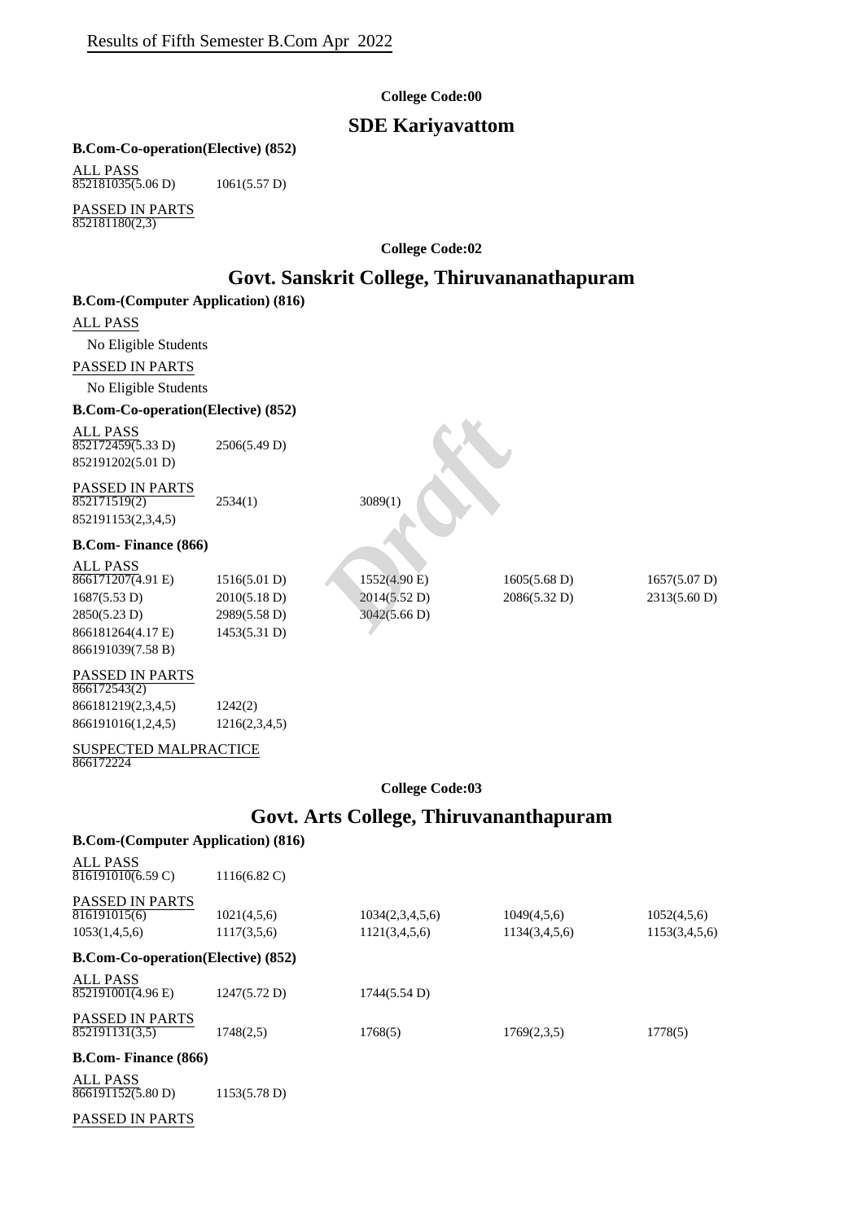Results of Fifth Semester B.Com Apr 2022

**College Code:00**

## SDE Kariyavattom

**B.Com-Co-operation(Elective) (852)**

ALL PASS

| | |
|---|---|
| 852181035(5.06 D) | 1061(5.57 D) |

PASSED IN PARTS

852181180(2,3)

**College Code:02**

## Govt. Sanskrit College, Thiruvananathapuram

**B.Com-(Computer Application) (816)**

ALL PASS

No Eligible Students

PASSED IN PARTS

No Eligible Students

**B.Com-Co-operation(Elective) (852)**

ALL PASS

| | |
|---|---|
| 852172459(5.33 D) | 2506(5.49 D) |
| 852191202(5.01 D) | |

PASSED IN PARTS

| | | |
|---|---|---|
| 852171519(2) | 2534(1) | 3089(1) |
| 852191153(2,3,4,5) | | |

**B.Com- Finance (866)**

ALL PASS

| | | | | |
|---|---|---|---|---|
| 866171207(4.91 E) | 1516(5.01 D) | 1552(4.90 E) | 1605(5.68 D) | 1657(5.07 D) |
| 1687(5.53 D) | 2010(5.18 D) | 2014(5.52 D) | 2086(5.32 D) | 2313(5.60 D) |
| 2850(5.23 D) | 2989(5.58 D) | 3042(5.66 D) | | |
| 866181264(4.17 E) | 1453(5.31 D) | | | |
| 866191039(7.58 B) | | | | |

PASSED IN PARTS

| | |
|---|---|
| 866172543(2) | |
| 866181219(2,3,4,5) | 1242(2) |
| 866191016(1,2,4,5) | 1216(2,3,4,5) |

SUSPECTED MALPRACTICE

866172224

**College Code:03**

## Govt. Arts College, Thiruvananthapuram

**B.Com-(Computer Application) (816)**

ALL PASS

| | |
|---|---|
| 816191010(6.59 C) | 1116(6.82 C) |

PASSED IN PARTS

| | | | | |
|---|---|---|---|---|
| 816191015(6) | 1021(4,5,6) | 1034(2,3,4,5,6) | 1049(4,5,6) | 1052(4,5,6) |
| 1053(1,4,5,6) | 1117(3,5,6) | 1121(3,4,5,6) | 1134(3,4,5,6) | 1153(3,4,5,6) |

**B.Com-Co-operation(Elective) (852)**

ALL PASS

| | | |
|---|---|---|
| 852191001(4.96 E) | 1247(5.72 D) | 1744(5.54 D) |

PASSED IN PARTS

| | | | | |
|---|---|---|---|---|
| 852191131(3,5) | 1748(2,5) | 1768(5) | 1769(2,3,5) | 1778(5) |

**B.Com- Finance (866)**

ALL PASS

| | |
|---|---|
| 866191152(5.80 D) | 1153(5.78 D) |

PASSED IN PARTS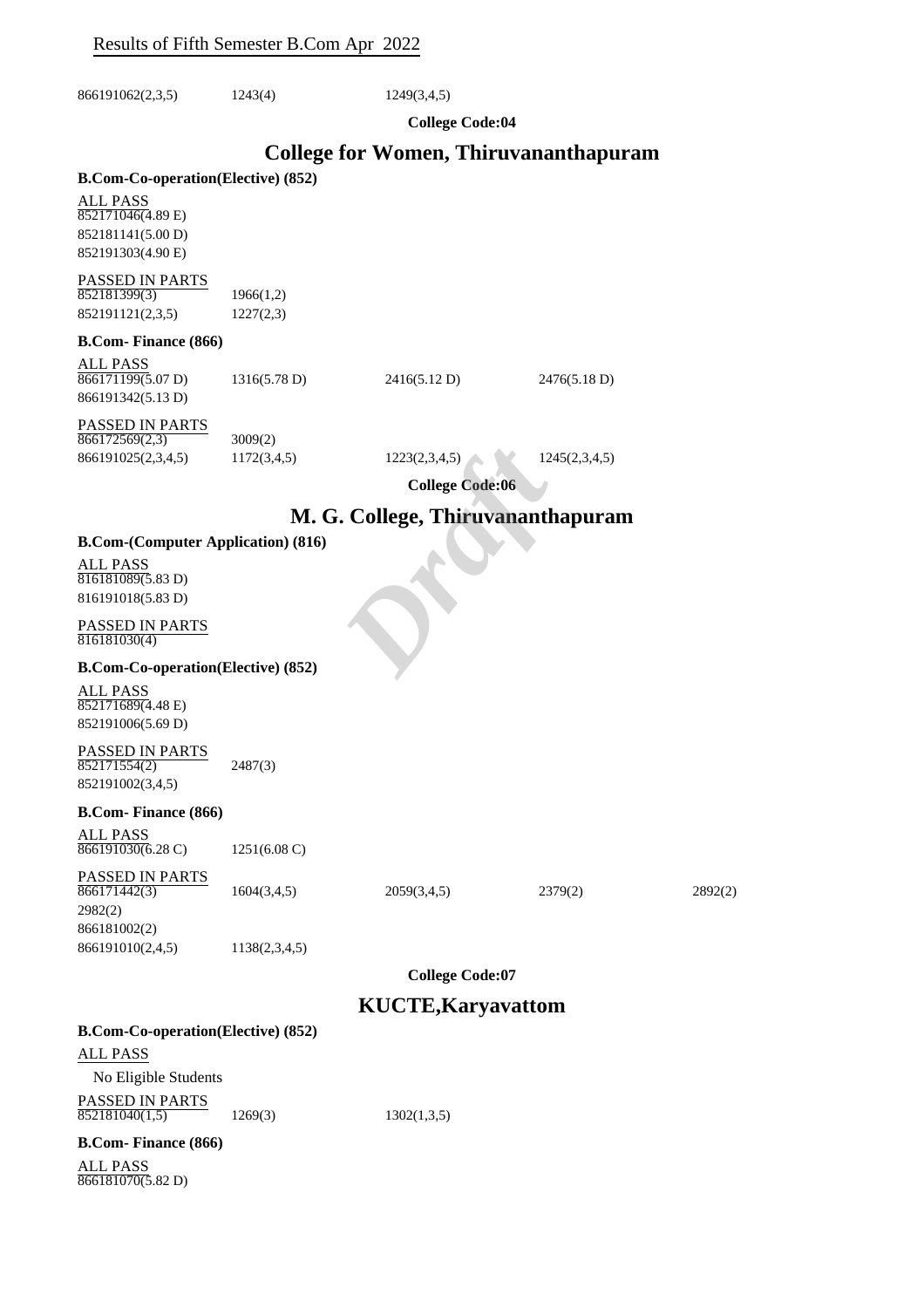866191062(2,3,5) 1243(4) 1249(3,4,5)

**College Code:04**

## College for Women, Thiruvananthapuram

**B.Com-Co-operation(Elective) (852)**

ALL PASS

852171046(4.89 E)
852181141(5.00 D)
852191303(4.90 E)

PASSED IN PARTS

852181399(3) 1966(1,2)
852191121(2,3,5) 1227(2,3)

**B.Com- Finance (866)**

ALL PASS

866171199(5.07 D) 1316(5.78 D) 2416(5.12 D) 2476(5.18 D)
866191342(5.13 D)

PASSED IN PARTS

866172569(2,3) 3009(2)
866191025(2,3,4,5) 1172(3,4,5) 1223(2,3,4,5) 1245(2,3,4,5)

**College Code:06**

## M. G. College, Thiruvananthapuram

**B.Com-(Computer Application) (816)**

ALL PASS

816181089(5.83 D)
816191018(5.83 D)

PASSED IN PARTS

816181030(4)

**B.Com-Co-operation(Elective) (852)**

ALL PASS

852171689(4.48 E)
852191006(5.69 D)

PASSED IN PARTS

852171554(2) 2487(3)
852191002(3,4,5)

**B.Com- Finance (866)**

ALL PASS

866191030(6.28 C) 1251(6.08 C)

PASSED IN PARTS

866171442(3) 1604(3,4,5) 2059(3,4,5) 2379(2) 2892(2)
2982(2)
866181002(2)
866191010(2,4,5) 1138(2,3,4,5)

**College Code:07**

## KUCTE,Karyavattom

**B.Com-Co-operation(Elective) (852)**

ALL PASS

No Eligible Students

PASSED IN PARTS

852181040(1,5) 1269(3) 1302(1,3,5)

**B.Com- Finance (866)**

ALL PASS

866181070(5.82 D)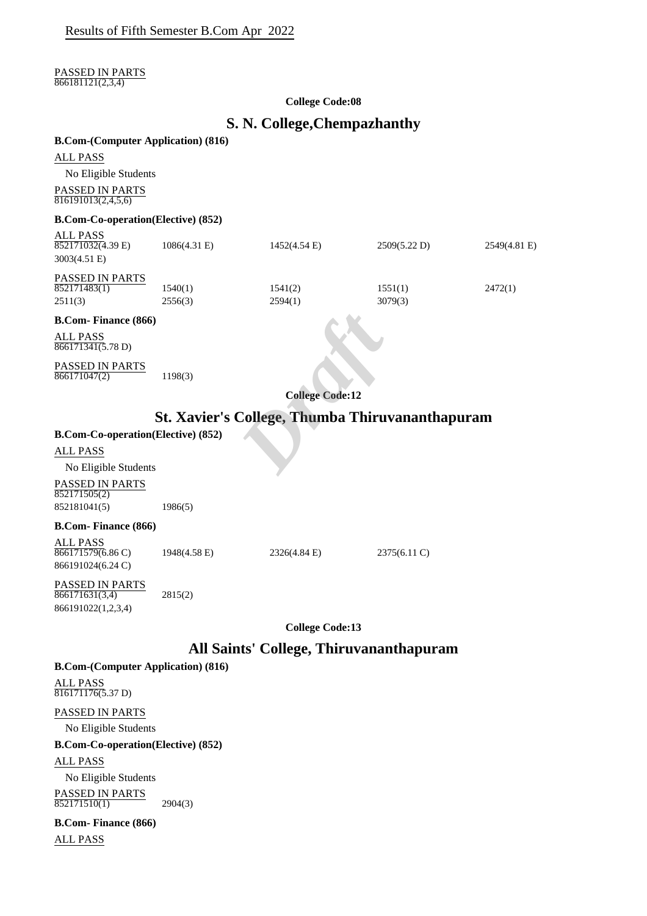Results of Fifth Semester B.Com Apr 2022

PASSED IN PARTS

866181121(2,3,4)

**College Code:08**

## S. N. College,Chempazhanthy

**B.Com-(Computer Application) (816)**

ALL PASS

No Eligible Students

PASSED IN PARTS

816191013(2,4,5,6)

**B.Com-Co-operation(Elective) (852)**

ALL PASS

| | | | | |
|---|---|---|---|---|
| 852171032(4.39 E) | 1086(4.31 E) | 1452(4.54 E) | 2509(5.22 D) | 2549(4.81 E) |
| 3003(4.51 E) | | | | |

PASSED IN PARTS

| | | | | |
|---|---|---|---|---|
| 852171483(1) | 1540(1) | 1541(2) | 1551(1) | 2472(1) |
| 2511(3) | 2556(3) | 2594(1) | 3079(3) | |

**B.Com- Finance (866)**

ALL PASS

866171341(5.78 D)

PASSED IN PARTS

| | |
|---|---|
| 866171047(2) | 1198(3) |

**College Code:12**

## St. Xavier's College, Thumba Thiruvananthapuram

**B.Com-Co-operation(Elective) (852)**

ALL PASS

No Eligible Students

PASSED IN PARTS

| | |
|---|---|
| 852171505(2) | |
| 852181041(5) | 1986(5) |

**B.Com- Finance (866)**

ALL PASS

| | | | |
|---|---|---|---|
| 866171579(6.86 C) | 1948(4.58 E) | 2326(4.84 E) | 2375(6.11 C) |
| 866191024(6.24 C) | | | |

PASSED IN PARTS

| | |
|---|---|
| 866171631(3,4) | 2815(2) |
| 866191022(1,2,3,4) | |

**College Code:13**

## All Saints' College, Thiruvananthapuram

**B.Com-(Computer Application) (816)**

ALL PASS

816171176(5.37 D)

PASSED IN PARTS

No Eligible Students

**B.Com-Co-operation(Elective) (852)**

ALL PASS

No Eligible Students

PASSED IN PARTS

| | |
|---|---|
| 852171510(1) | 2904(3) |

**B.Com- Finance (866)**

ALL PASS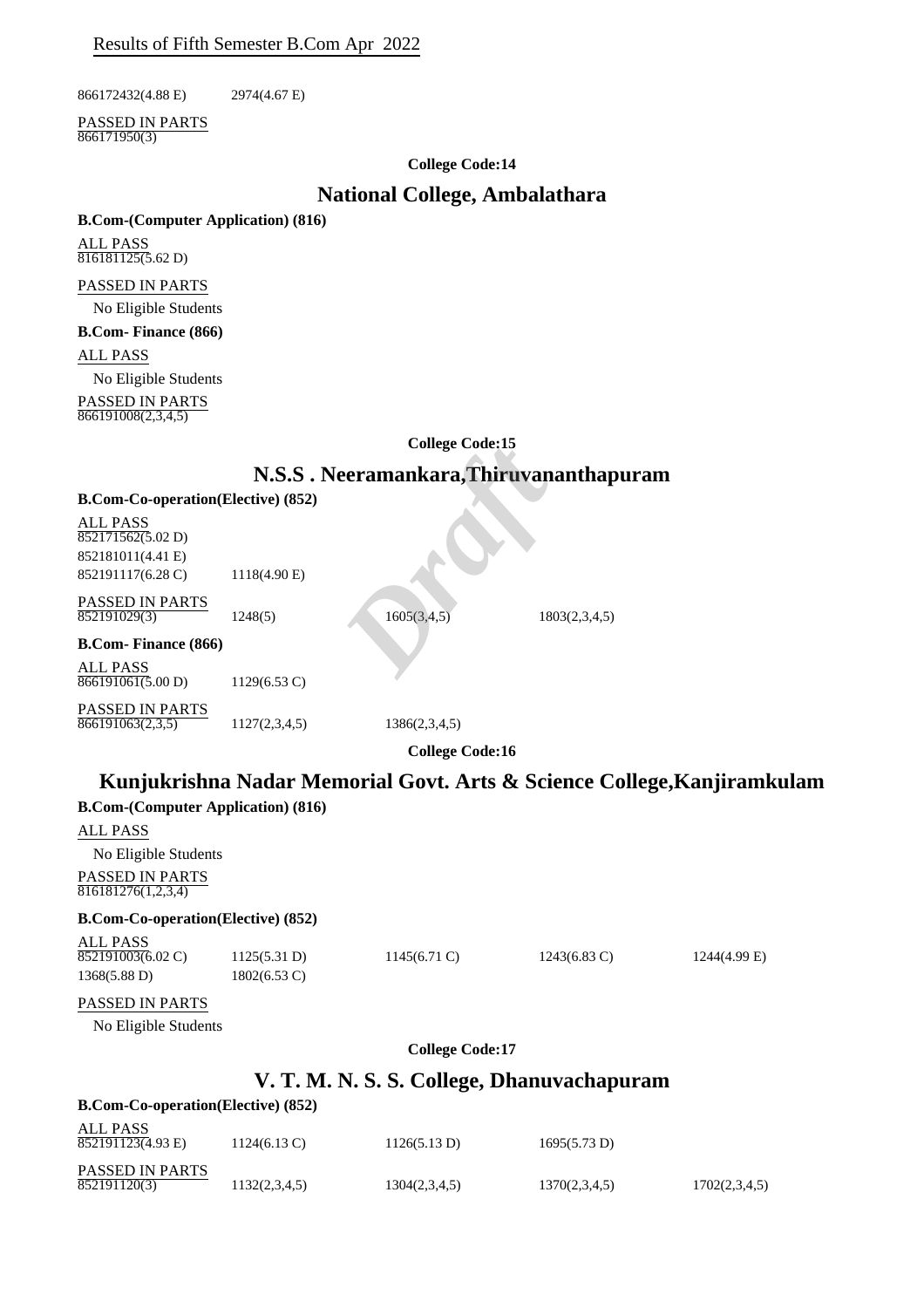866172432(4.88 E) 2974(4.67 E)

PASSED IN PARTS
866171950(3)

**College Code:14**

## National College, Ambalathara

**B.Com-(Computer Application) (816)**

ALL PASS
816181125(5.62 D)

PASSED IN PARTS

No Eligible Students

**B.Com- Finance (866)**

ALL PASS

No Eligible Students

PASSED IN PARTS
866191008(2,3,4,5)

**College Code:15**

## N.S.S . Neeramankara,Thiruvananthapuram

**B.Com-Co-operation(Elective) (852)**

ALL PASS
852171562(5.02 D)
852181011(4.41 E)
852191117(6.28 C) 1118(4.90 E)

PASSED IN PARTS
852191029(3) 1248(5) 1605(3,4,5) 1803(2,3,4,5)

**B.Com- Finance (866)**

ALL PASS
866191061(5.00 D) 1129(6.53 C)

PASSED IN PARTS
866191063(2,3,5) 1127(2,3,4,5) 1386(2,3,4,5)

**College Code:16**

## Kunjukrishna Nadar Memorial Govt. Arts & Science College,Kanjiramkulam

**B.Com-(Computer Application) (816)**

ALL PASS

No Eligible Students

PASSED IN PARTS
816181276(1,2,3,4)

**B.Com-Co-operation(Elective) (852)**

ALL PASS
852191003(6.02 C) 1125(5.31 D) 1145(6.71 C) 1243(6.83 C) 1244(4.99 E)
1368(5.88 D) 1802(6.53 C)

PASSED IN PARTS

No Eligible Students

**College Code:17**

## V. T. M. N. S. S. College, Dhanuvachapuram

**B.Com-Co-operation(Elective) (852)**

ALL PASS
852191123(4.93 E) 1124(6.13 C) 1126(5.13 D) 1695(5.73 D)

PASSED IN PARTS
852191120(3) 1132(2,3,4,5) 1304(2,3,4,5) 1370(2,3,4,5) 1702(2,3,4,5)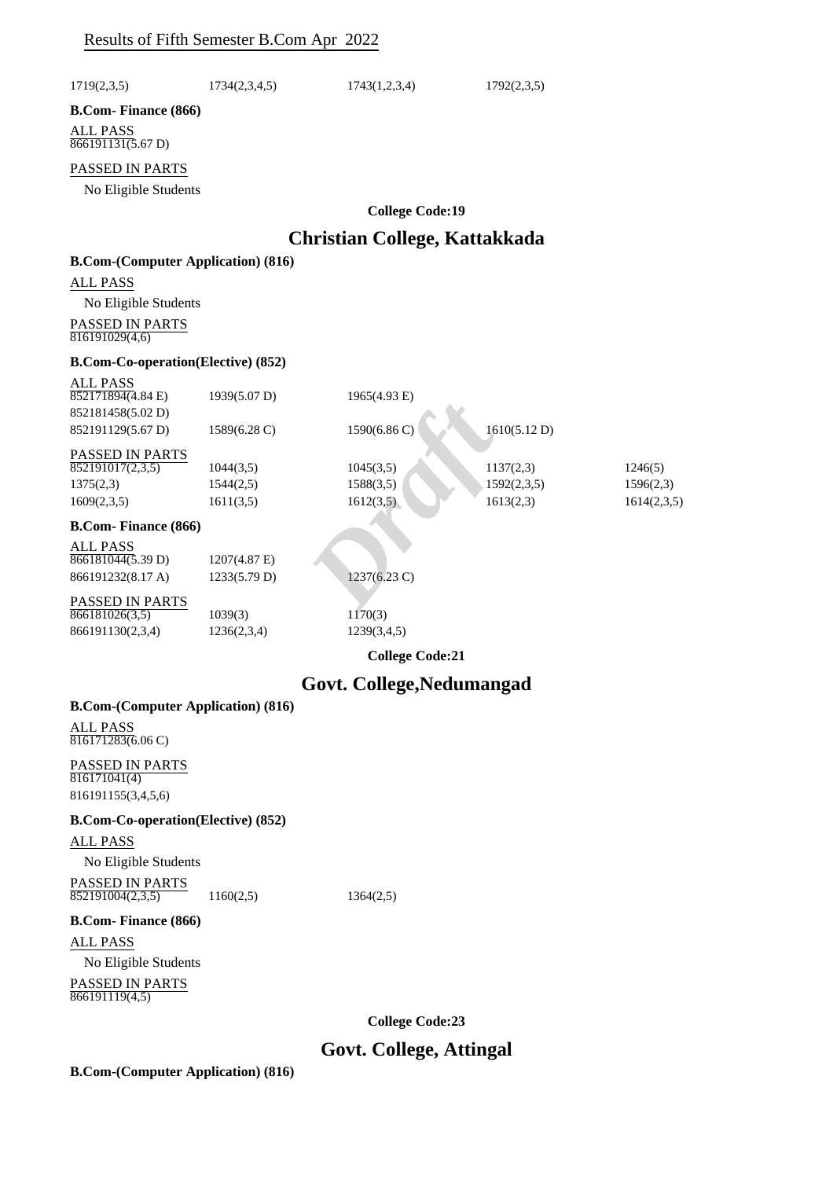1719(2,3,5) 1734(2,3,4,5) 1743(1,2,3,4) 1792(2,3,5)

**B.Com- Finance (866)**

ALL PASS

866191131(5.67 D)

PASSED IN PARTS

No Eligible Students

**College Code:19**

## Christian College, Kattakkada

**B.Com-(Computer Application) (816)**

ALL PASS

No Eligible Students

PASSED IN PARTS

816191029(4,6)

**B.Com-Co-operation(Elective) (852)**

ALL PASS

| | | | | |
|---|---|---|---|---|
| 852171894(4.84 E) | 1939(5.07 D) | 1965(4.93 E) | | |
| 852181458(5.02 D) | | | | |
| 852191129(5.67 D) | 1589(6.28 C) | 1590(6.86 C) | 1610(5.12 D) | |

PASSED IN PARTS

| | | | | |
|---|---|---|---|---|
| 852191017(2,3,5) | 1044(3,5) | 1045(3,5) | 1137(2,3) | 1246(5) |
| 1375(2,3) | 1544(2,5) | 1588(3,5) | 1592(2,3,5) | 1596(2,3) |
| 1609(2,3,5) | 1611(3,5) | 1612(3,5) | 1613(2,3) | 1614(2,3,5) |

**B.Com- Finance (866)**

ALL PASS

| | | |
|---|---|---|
| 866181044(5.39 D) | 1207(4.87 E) | |
| 866191232(8.17 A) | 1233(5.79 D) | 1237(6.23 C) |

PASSED IN PARTS

| | | |
|---|---|---|
| 866181026(3,5) | 1039(3) | 1170(3) |
| 866191130(2,3,4) | 1236(2,3,4) | 1239(3,4,5) |

**College Code:21**

## Govt. College,Nedumangad

**B.Com-(Computer Application) (816)**

ALL PASS

816171283(6.06 C)

PASSED IN PARTS

816171041(4)

816191155(3,4,5,6)

**B.Com-Co-operation(Elective) (852)**

ALL PASS

No Eligible Students

PASSED IN PARTS

852191004(2,3,5) 1160(2,5) 1364(2,5)

**B.Com- Finance (866)**

ALL PASS

No Eligible Students

PASSED IN PARTS

866191119(4,5)

**College Code:23**

## Govt. College, Attingal

**B.Com-(Computer Application) (816)**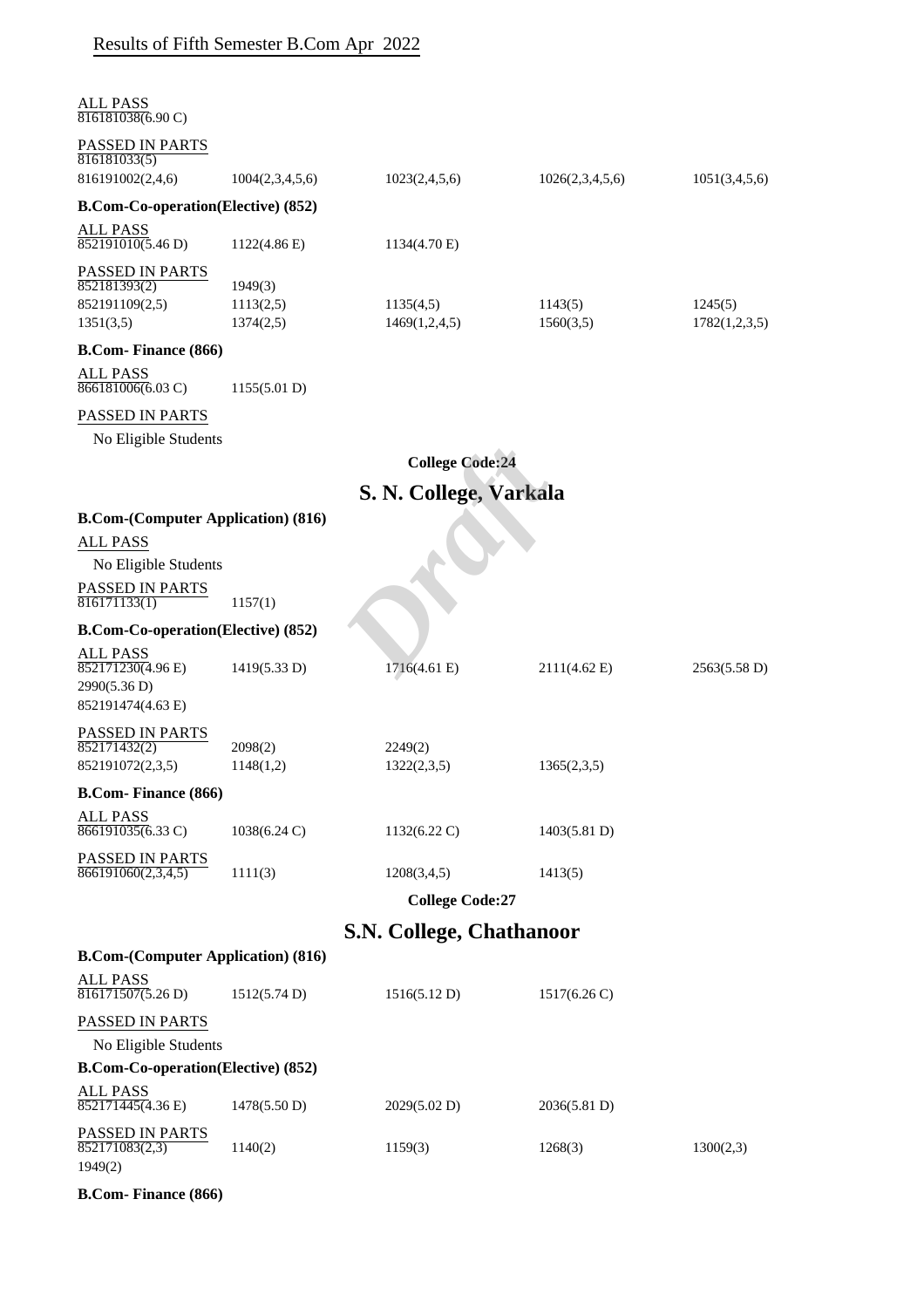ALL PASS

816181038(6.90 C)

PASSED IN PARTS

816181033(5)

816191002(2,4,6) 1004(2,3,4,5,6) 1023(2,4,5,6) 1026(2,3,4,5,6) 1051(3,4,5,6)

**B.Com-Co-operation(Elective) (852)**

ALL PASS

852191010(5.46 D) 1122(4.86 E) 1134(4.70 E)

PASSED IN PARTS

852181393(2) 1949(3)

852191109(2,5) 1113(2,5) 1135(4,5) 1143(5) 1245(5)

1351(3,5) 1374(2,5) 1469(1,2,4,5) 1560(3,5) 1782(1,2,3,5)

**B.Com- Finance (866)**

ALL PASS

866181006(6.03 C) 1155(5.01 D)

PASSED IN PARTS

No Eligible Students

**College Code:24**

## S. N. College, Varkala

**B.Com-(Computer Application) (816)**

ALL PASS

No Eligible Students

PASSED IN PARTS

816171133(1) 1157(1)

**B.Com-Co-operation(Elective) (852)**

ALL PASS

852171230(4.96 E) 1419(5.33 D) 1716(4.61 E) 2111(4.62 E) 2563(5.58 D)

2990(5.36 D)

852191474(4.63 E)

PASSED IN PARTS

852171432(2) 2098(2) 2249(2)

852191072(2,3,5) 1148(1,2) 1322(2,3,5) 1365(2,3,5)

**B.Com- Finance (866)**

ALL PASS

866191035(6.33 C) 1038(6.24 C) 1132(6.22 C) 1403(5.81 D)

PASSED IN PARTS

866191060(2,3,4,5) 1111(3) 1208(3,4,5) 1413(5)

**College Code:27**

## S.N. College, Chathanoor

**B.Com-(Computer Application) (816)**

ALL PASS

816171507(5.26 D) 1512(5.74 D) 1516(5.12 D) 1517(6.26 C)

PASSED IN PARTS

No Eligible Students

**B.Com-Co-operation(Elective) (852)**

ALL PASS

852171445(4.36 E) 1478(5.50 D) 2029(5.02 D) 2036(5.81 D)

PASSED IN PARTS

852171083(2,3) 1140(2) 1159(3) 1268(3) 1300(2,3)

1949(2)

**B.Com- Finance (866)**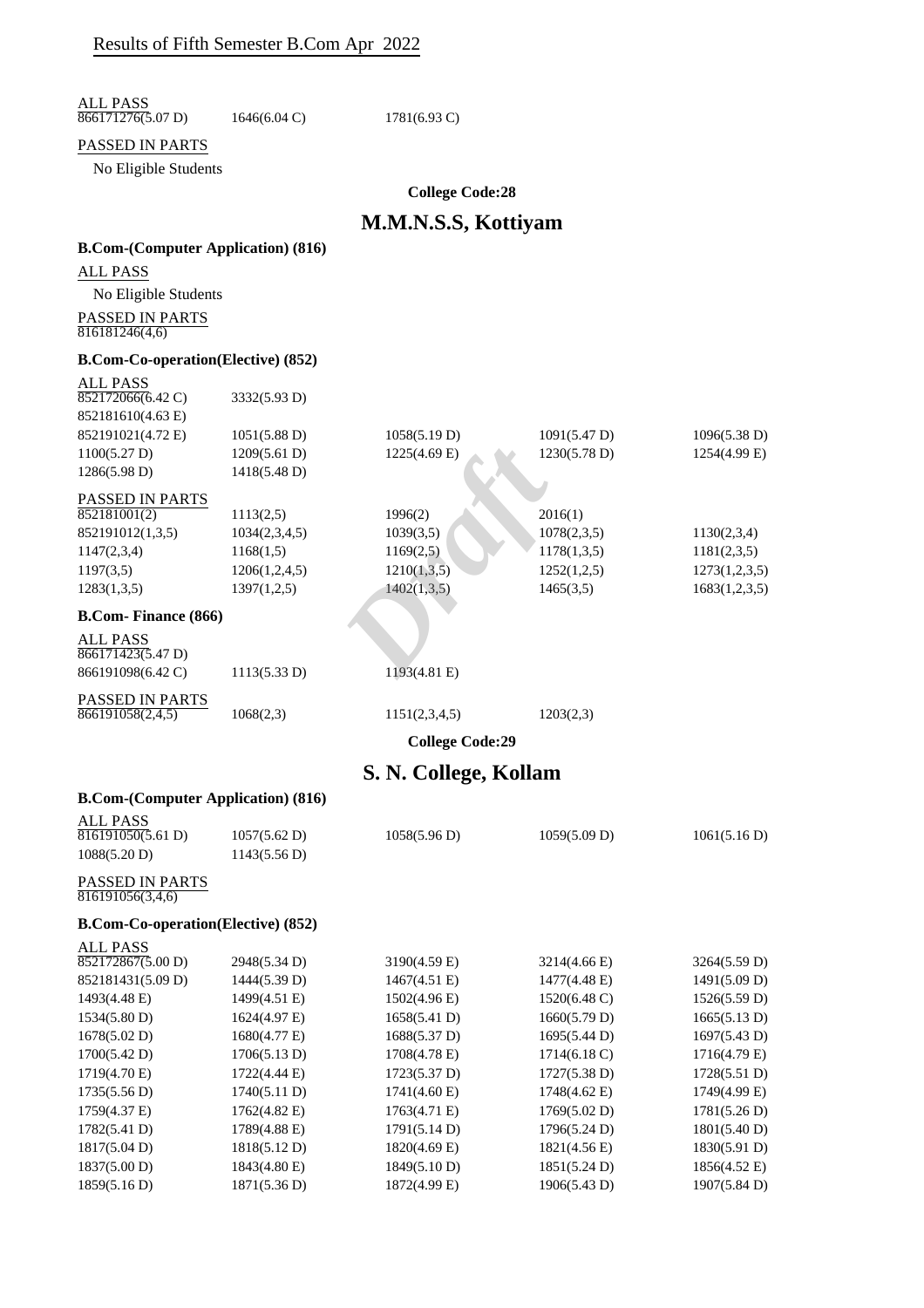Results of Fifth Semester B.Com Apr 2022

ALL PASS

| | | | | |
|---|---|---|---|---|
| 866171276(5.07 D) | 1646(6.04 C) | 1781(6.93 C) | | |

PASSED IN PARTS

No Eligible Students

**College Code:28**

# M.M.N.S.S, Kottiyam

**B.Com-(Computer Application) (816)**

ALL PASS

No Eligible Students

PASSED IN PARTS

| | | | | |
|---|---|---|---|---|
| 816181246(4,6) | | | | |

**B.Com-Co-operation(Elective) (852)**

ALL PASS

| | | | | |
|---|---|---|---|---|
| 852172066(6.42 C) | 3332(5.93 D) | | | |
| 852181610(4.63 E) | | | | |
| 852191021(4.72 E) | 1051(5.88 D) | 1058(5.19 D) | 1091(5.47 D) | 1096(5.38 D) |
| 1100(5.27 D) | 1209(5.61 D) | 1225(4.69 E) | 1230(5.78 D) | 1254(4.99 E) |
| 1286(5.98 D) | 1418(5.48 D) | | | |

PASSED IN PARTS

| | | | | |
|---|---|---|---|---|
| 852181001(2) | 1113(2,5) | 1996(2) | 2016(1) | |
| 852191012(1,3,5) | 1034(2,3,4,5) | 1039(3,5) | 1078(2,3,5) | 1130(2,3,4) |
| 1147(2,3,4) | 1168(1,5) | 1169(2,5) | 1178(1,3,5) | 1181(2,3,5) |
| 1197(3,5) | 1206(1,2,4,5) | 1210(1,3,5) | 1252(1,2,5) | 1273(1,2,3,5) |
| 1283(1,3,5) | 1397(1,2,5) | 1402(1,3,5) | 1465(3,5) | 1683(1,2,3,5) |

**B.Com- Finance (866)**

ALL PASS

| | | | | |
|---|---|---|---|---|
| 866171423(5.47 D) | | | | |
| 866191098(6.42 C) | 1113(5.33 D) | 1193(4.81 E) | | |

PASSED IN PARTS

| | | | | |
|---|---|---|---|---|
| 866191058(2,4,5) | 1068(2,3) | 1151(2,3,4,5) | 1203(2,3) | |

**College Code:29**

# S. N. College, Kollam

**B.Com-(Computer Application) (816)**

ALL PASS

| | | | | |
|---|---|---|---|---|
| 816191050(5.61 D) | 1057(5.62 D) | 1058(5.96 D) | 1059(5.09 D) | 1061(5.16 D) |
| 1088(5.20 D) | 1143(5.56 D) | | | |

PASSED IN PARTS

| | | | | |
|---|---|---|---|---|
| 816191056(3,4,6) | | | | |

**B.Com-Co-operation(Elective) (852)**

ALL PASS

| | | | | |
|---|---|---|---|---|
| 852172867(5.00 D) | 2948(5.34 D) | 3190(4.59 E) | 3214(4.66 E) | 3264(5.59 D) |
| 852181431(5.09 D) | 1444(5.39 D) | 1467(4.51 E) | 1477(4.48 E) | 1491(5.09 D) |
| 1493(4.48 E) | 1499(4.51 E) | 1502(4.96 E) | 1520(6.48 C) | 1526(5.59 D) |
| 1534(5.80 D) | 1624(4.97 E) | 1658(5.41 D) | 1660(5.79 D) | 1665(5.13 D) |
| 1678(5.02 D) | 1680(4.77 E) | 1688(5.37 D) | 1695(5.44 D) | 1697(5.43 D) |
| 1700(5.42 D) | 1706(5.13 D) | 1708(4.78 E) | 1714(6.18 C) | 1716(4.79 E) |
| 1719(4.70 E) | 1722(4.44 E) | 1723(5.37 D) | 1727(5.38 D) | 1728(5.51 D) |
| 1735(5.56 D) | 1740(5.11 D) | 1741(4.60 E) | 1748(4.62 E) | 1749(4.99 E) |
| 1759(4.37 E) | 1762(4.82 E) | 1763(4.71 E) | 1769(5.02 D) | 1781(5.26 D) |
| 1782(5.41 D) | 1789(4.88 E) | 1791(5.14 D) | 1796(5.24 D) | 1801(5.40 D) |
| 1817(5.04 D) | 1818(5.12 D) | 1820(4.69 E) | 1821(4.56 E) | 1830(5.91 D) |
| 1837(5.00 D) | 1843(4.80 E) | 1849(5.10 D) | 1851(5.24 D) | 1856(4.52 E) |
| 1859(5.16 D) | 1871(5.36 D) | 1872(4.99 E) | 1906(5.43 D) | 1907(5.84 D) |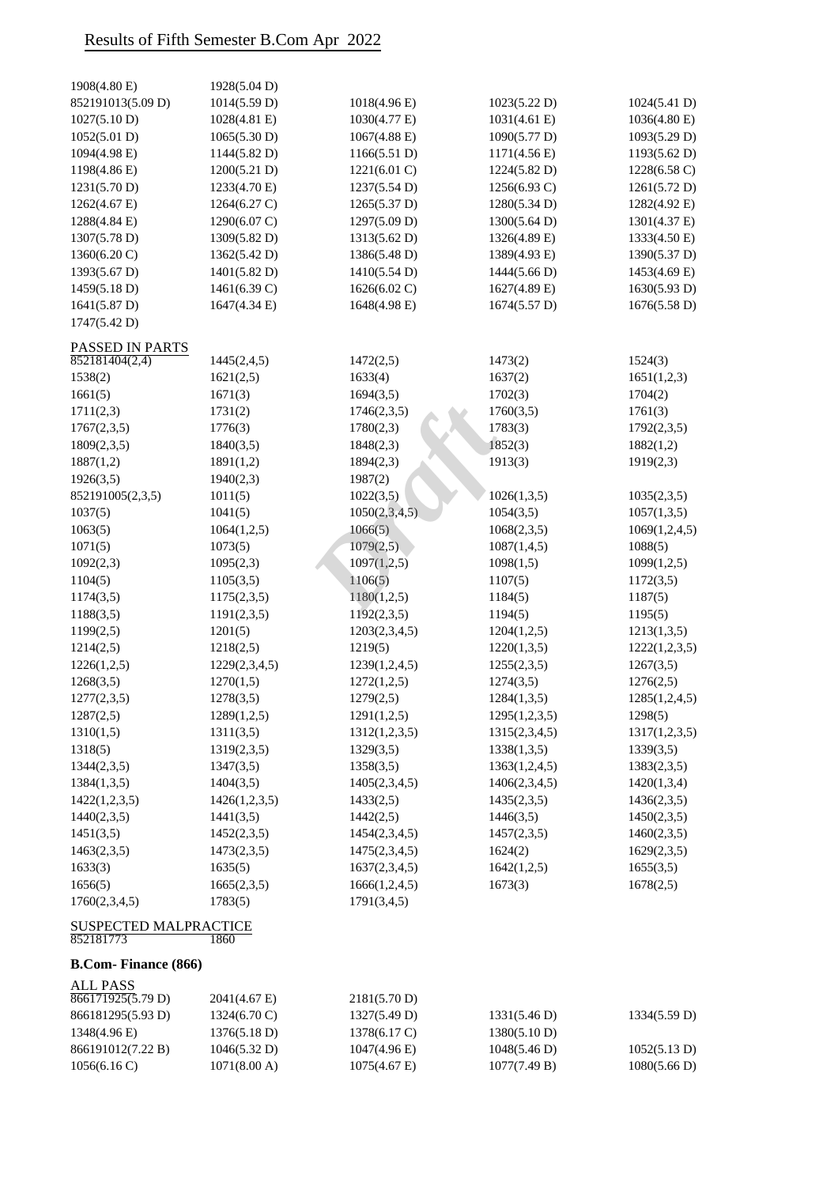# Results of Fifth Semester B.Com Apr 2022

| | | | | |
|---|---|---|---|---|
| 1908(4.80 E) | 1928(5.04 D) | | | |
| 852191013(5.09 D) | 1014(5.59 D) | 1018(4.96 E) | 1023(5.22 D) | 1024(5.41 D) |
| 1027(5.10 D) | 1028(4.81 E) | 1030(4.77 E) | 1031(4.61 E) | 1036(4.80 E) |
| 1052(5.01 D) | 1065(5.30 D) | 1067(4.88 E) | 1090(5.77 D) | 1093(5.29 D) |
| 1094(4.98 E) | 1144(5.82 D) | 1166(5.51 D) | 1171(4.56 E) | 1193(5.62 D) |
| 1198(4.86 E) | 1200(5.21 D) | 1221(6.01 C) | 1224(5.82 D) | 1228(6.58 C) |
| 1231(5.70 D) | 1233(4.70 E) | 1237(5.54 D) | 1256(6.93 C) | 1261(5.72 D) |
| 1262(4.67 E) | 1264(6.27 C) | 1265(5.37 D) | 1280(5.34 D) | 1282(4.92 E) |
| 1288(4.84 E) | 1290(6.07 C) | 1297(5.09 D) | 1300(5.64 D) | 1301(4.37 E) |
| 1307(5.78 D) | 1309(5.82 D) | 1313(5.62 D) | 1326(4.89 E) | 1333(4.50 E) |
| 1360(6.20 C) | 1362(5.42 D) | 1386(5.48 D) | 1389(4.93 E) | 1390(5.37 D) |
| 1393(5.67 D) | 1401(5.82 D) | 1410(5.54 D) | 1444(5.66 D) | 1453(4.69 E) |
| 1459(5.18 D) | 1461(6.39 C) | 1626(6.02 C) | 1627(4.89 E) | 1630(5.93 D) |
| 1641(5.87 D) | 1647(4.34 E) | 1648(4.98 E) | 1674(5.57 D) | 1676(5.58 D) |
| 1747(5.42 D) | | | | |

PASSED IN PARTS

| | | | | |
|---|---|---|---|---|
| 852181404(2,4) | 1445(2,4,5) | 1472(2,5) | 1473(2) | 1524(3) |
| 1538(2) | 1621(2,5) | 1633(4) | 1637(2) | 1651(1,2,3) |
| 1661(5) | 1671(3) | 1694(3,5) | 1702(3) | 1704(2) |
| 1711(2,3) | 1731(2) | 1746(2,3,5) | 1760(3,5) | 1761(3) |
| 1767(2,3,5) | 1776(3) | 1780(2,3) | 1783(3) | 1792(2,3,5) |
| 1809(2,3,5) | 1840(3,5) | 1848(2,3) | 1852(3) | 1882(1,2) |
| 1887(1,2) | 1891(1,2) | 1894(2,3) | 1913(3) | 1919(2,3) |
| 1926(3,5) | 1940(2,3) | 1987(2) | | |
| 852191005(2,3,5) | 1011(5) | 1022(3,5) | 1026(1,3,5) | 1035(2,3,5) |
| 1037(5) | 1041(5) | 1050(2,3,4,5) | 1054(3,5) | 1057(1,3,5) |
| 1063(5) | 1064(1,2,5) | 1066(5) | 1068(2,3,5) | 1069(1,2,4,5) |
| 1071(5) | 1073(5) | 1079(2,5) | 1087(1,4,5) | 1088(5) |
| 1092(2,3) | 1095(2,3) | 1097(1,2,5) | 1098(1,5) | 1099(1,2,5) |
| 1104(5) | 1105(3,5) | 1106(5) | 1107(5) | 1172(3,5) |
| 1174(3,5) | 1175(2,3,5) | 1180(1,2,5) | 1184(5) | 1187(5) |
| 1188(3,5) | 1191(2,3,5) | 1192(2,3,5) | 1194(5) | 1195(5) |
| 1199(2,5) | 1201(5) | 1203(2,3,4,5) | 1204(1,2,5) | 1213(1,3,5) |
| 1214(2,5) | 1218(2,5) | 1219(5) | 1220(1,3,5) | 1222(1,2,3,5) |
| 1226(1,2,5) | 1229(2,3,4,5) | 1239(1,2,4,5) | 1255(2,3,5) | 1267(3,5) |
| 1268(3,5) | 1270(1,5) | 1272(1,2,5) | 1274(3,5) | 1276(2,5) |
| 1277(2,3,5) | 1278(3,5) | 1279(2,5) | 1284(1,3,5) | 1285(1,2,4,5) |
| 1287(2,5) | 1289(1,2,5) | 1291(1,2,5) | 1295(1,2,3,5) | 1298(5) |
| 1310(1,5) | 1311(3,5) | 1312(1,2,3,5) | 1315(2,3,4,5) | 1317(1,2,3,5) |
| 1318(5) | 1319(2,3,5) | 1329(3,5) | 1338(1,3,5) | 1339(3,5) |
| 1344(2,3,5) | 1347(3,5) | 1358(3,5) | 1363(1,2,4,5) | 1383(2,3,5) |
| 1384(1,3,5) | 1404(3,5) | 1405(2,3,4,5) | 1406(2,3,4,5) | 1420(1,3,4) |
| 1422(1,2,3,5) | 1426(1,2,3,5) | 1433(2,5) | 1435(2,3,5) | 1436(2,3,5) |
| 1440(2,3,5) | 1441(3,5) | 1442(2,5) | 1446(3,5) | 1450(2,3,5) |
| 1451(3,5) | 1452(2,3,5) | 1454(2,3,4,5) | 1457(2,3,5) | 1460(2,3,5) |
| 1463(2,3,5) | 1473(2,3,5) | 1475(2,3,4,5) | 1624(2) | 1629(2,3,5) |
| 1633(3) | 1635(5) | 1637(2,3,4,5) | 1642(1,2,5) | 1655(3,5) |
| 1656(5) | 1665(2,3,5) | 1666(1,2,4,5) | 1673(3) | 1678(2,5) |
| 1760(2,3,4,5) | 1783(5) | 1791(3,4,5) | | |

SUSPECTED MALPRACTICE

| | |
|---|---|
| 852181773 | 1860 |

**B.Com- Finance (866)**

ALL PASS

| | | | | |
|---|---|---|---|---|
| 866171925(5.79 D) | 2041(4.67 E) | 2181(5.70 D) | | |
| 866181295(5.93 D) | 1324(6.70 C) | 1327(5.49 D) | 1331(5.46 D) | 1334(5.59 D) |
| 1348(4.96 E) | 1376(5.18 D) | 1378(6.17 C) | 1380(5.10 D) | |
| 866191012(7.22 B) | 1046(5.32 D) | 1047(4.96 E) | 1048(5.46 D) | 1052(5.13 D) |
| 1056(6.16 C) | 1071(8.00 A) | 1075(4.67 E) | 1077(7.49 B) | 1080(5.66 D) |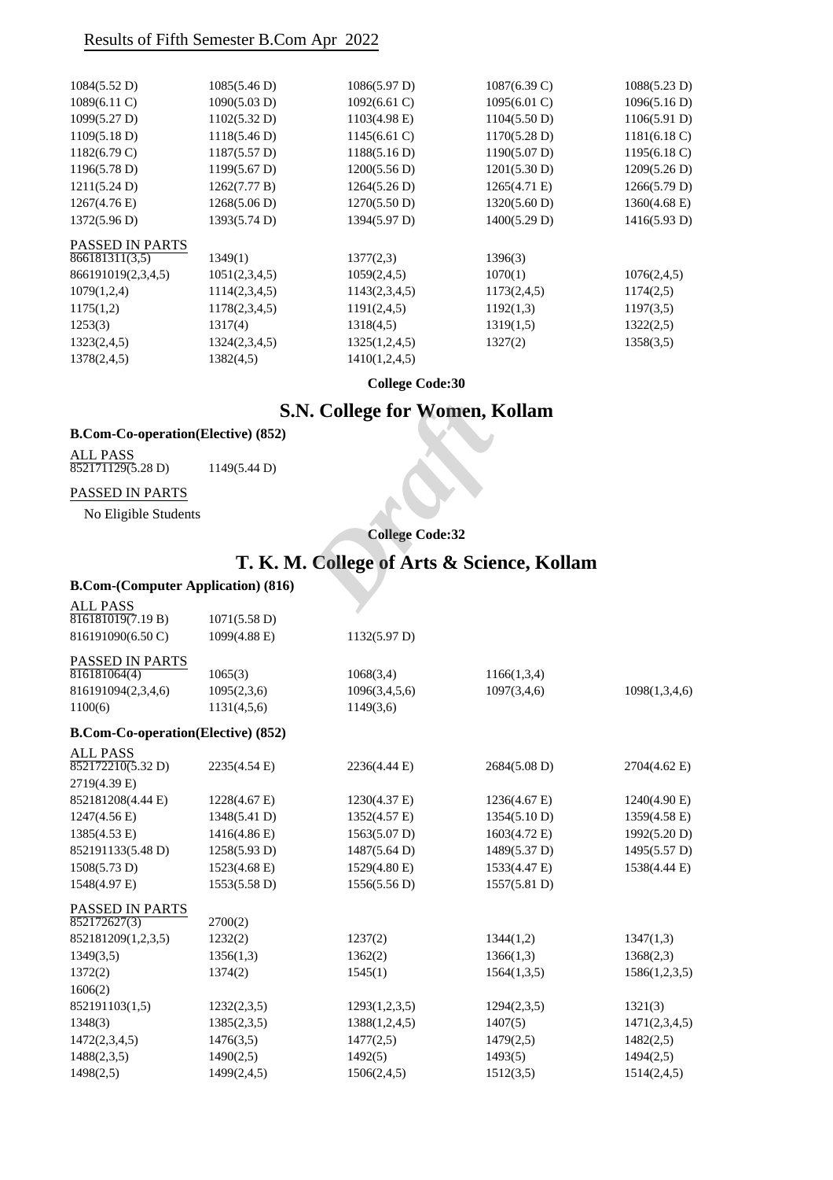Results of Fifth Semester B.Com Apr 2022

| | | | | |
|---|---|---|---|---|
| 1084(5.52 D) | 1085(5.46 D) | 1086(5.97 D) | 1087(6.39 C) | 1088(5.23 D) |
| 1089(6.11 C) | 1090(5.03 D) | 1092(6.61 C) | 1095(6.01 C) | 1096(5.16 D) |
| 1099(5.27 D) | 1102(5.32 D) | 1103(4.98 E) | 1104(5.50 D) | 1106(5.91 D) |
| 1109(5.18 D) | 1118(5.46 D) | 1145(6.61 C) | 1170(5.28 D) | 1181(6.18 C) |
| 1182(6.79 C) | 1187(5.57 D) | 1188(5.16 D) | 1190(5.07 D) | 1195(6.18 C) |
| 1196(5.78 D) | 1199(5.67 D) | 1200(5.56 D) | 1201(5.30 D) | 1209(5.26 D) |
| 1211(5.24 D) | 1262(7.77 B) | 1264(5.26 D) | 1265(4.71 E) | 1266(5.79 D) |
| 1267(4.76 E) | 1268(5.06 D) | 1270(5.50 D) | 1320(5.60 D) | 1360(4.68 E) |
| 1372(5.96 D) | 1393(5.74 D) | 1394(5.97 D) | 1400(5.29 D) | 1416(5.93 D) |

PASSED IN PARTS

| | | | | |
|---|---|---|---|---|
| 866181311(3,5) | 1349(1) | 1377(2,3) | 1396(3) | |
| 866191019(2,3,4,5) | 1051(2,3,4,5) | 1059(2,4,5) | 1070(1) | 1076(2,4,5) |
| 1079(1,2,4) | 1114(2,3,4,5) | 1143(2,3,4,5) | 1173(2,4,5) | 1174(2,5) |
| 1175(1,2) | 1178(2,3,4,5) | 1191(2,4,5) | 1192(1,3) | 1197(3,5) |
| 1253(3) | 1317(4) | 1318(4,5) | 1319(1,5) | 1322(2,5) |
| 1323(2,4,5) | 1324(2,3,4,5) | 1325(1,2,4,5) | 1327(2) | 1358(3,5) |
| 1378(2,4,5) | 1382(4,5) | 1410(1,2,4,5) | | |

**College Code:30**

# S.N. College for Women, Kollam

### B.Com-Co-operation(Elective) (852)

ALL PASS

852171129(5.28 D) 1149(5.44 D)

PASSED IN PARTS

No Eligible Students

**College Code:32**

# T. K. M. College of Arts & Science, Kollam

### B.Com-(Computer Application) (816)

ALL PASS

| | | |
|---|---|---|
| 816181019(7.19 B) | 1071(5.58 D) | |
| 816191090(6.50 C) | 1099(4.88 E) | 1132(5.97 D) |

PASSED IN PARTS

| | | | | |
|---|---|---|---|---|
| 816181064(4) | 1065(3) | 1068(3,4) | 1166(1,3,4) | |
| 816191094(2,3,4,6) | 1095(2,3,6) | 1096(3,4,5,6) | 1097(3,4,6) | 1098(1,3,4,6) |
| 1100(6) | 1131(4,5,6) | 1149(3,6) | | |

### B.Com-Co-operation(Elective) (852)

ALL PASS

| | | | | |
|---|---|---|---|---|
| 852172210(5.32 D) | 2235(4.54 E) | 2236(4.44 E) | 2684(5.08 D) | 2704(4.62 E) |
| 2719(4.39 E) | | | | |
| 852181208(4.44 E) | 1228(4.67 E) | 1230(4.37 E) | 1236(4.67 E) | 1240(4.90 E) |
| 1247(4.56 E) | 1348(5.41 D) | 1352(4.57 E) | 1354(5.10 D) | 1359(4.58 E) |
| 1385(4.53 E) | 1416(4.86 E) | 1563(5.07 D) | 1603(4.72 E) | 1992(5.20 D) |
| 852191133(5.48 D) | 1258(5.93 D) | 1487(5.64 D) | 1489(5.37 D) | 1495(5.57 D) |
| 1508(5.73 D) | 1523(4.68 E) | 1529(4.80 E) | 1533(4.47 E) | 1538(4.44 E) |
| 1548(4.97 E) | 1553(5.58 D) | 1556(5.56 D) | 1557(5.81 D) | |

PASSED IN PARTS

| | | | | |
|---|---|---|---|---|
| 852172627(3) | 2700(2) | | | |
| 852181209(1,2,3,5) | 1232(2) | 1237(2) | 1344(1,2) | 1347(1,3) |
| 1349(3,5) | 1356(1,3) | 1362(2) | 1366(1,3) | 1368(2,3) |
| 1372(2) | 1374(2) | 1545(1) | 1564(1,3,5) | 1586(1,2,3,5) |
| 1606(2) | | | | |
| 852191103(1,5) | 1232(2,3,5) | 1293(1,2,3,5) | 1294(2,3,5) | 1321(3) |
| 1348(3) | 1385(2,3,5) | 1388(1,2,4,5) | 1407(5) | 1471(2,3,4,5) |
| 1472(2,3,4,5) | 1476(3,5) | 1477(2,5) | 1479(2,5) | 1482(2,5) |
| 1488(2,3,5) | 1490(2,5) | 1492(5) | 1493(5) | 1494(2,5) |
| 1498(2,5) | 1499(2,4,5) | 1506(2,4,5) | 1512(3,5) | 1514(2,4,5) |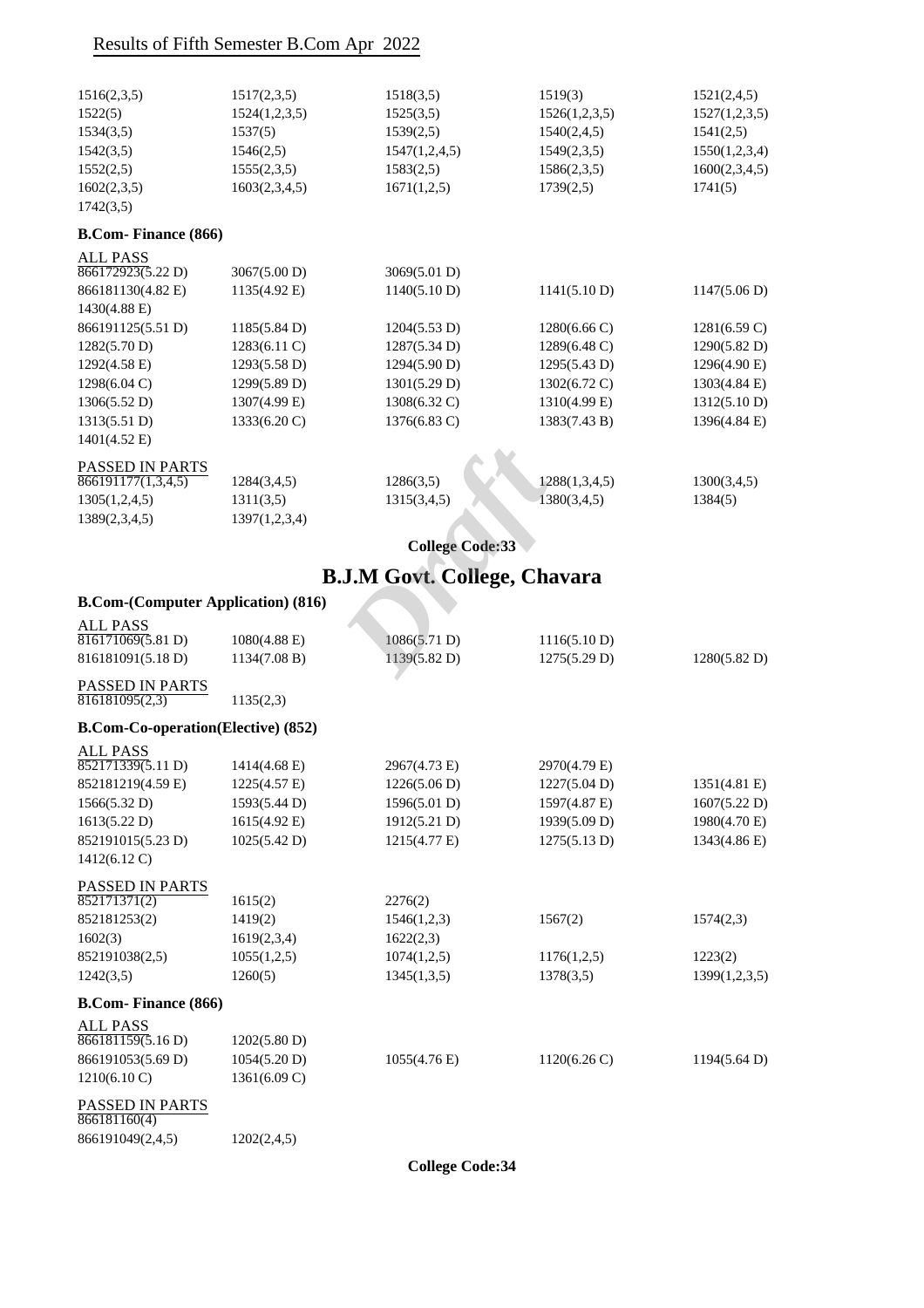Results of Fifth Semester B.Com Apr 2022

1516(2,3,5) 1517(2,3,5) 1518(3,5) 1519(3) 1521(2,4,5)
1522(5) 1524(1,2,3,5) 1525(3,5) 1526(1,2,3,5) 1527(1,2,3,5)
1534(3,5) 1537(5) 1539(2,5) 1540(2,4,5) 1541(2,5)
1542(3,5) 1546(2,5) 1547(1,2,4,5) 1549(2,3,5) 1550(1,2,3,4)
1552(2,5) 1555(2,3,5) 1583(2,5) 1586(2,3,5) 1600(2,3,4,5)
1602(2,3,5) 1603(2,3,4,5) 1671(1,2,5) 1739(2,5) 1741(5)
1742(3,5)

**B.Com- Finance (866)**

ALL PASS

866172923(5.22 D) 3067(5.00 D) 3069(5.01 D)
866181130(4.82 E) 1135(4.92 E) 1140(5.10 D) 1141(5.10 D) 1147(5.06 D)
1430(4.88 E)
866191125(5.51 D) 1185(5.84 D) 1204(5.53 D) 1280(6.66 C) 1281(6.59 C)
1282(5.70 D) 1283(6.11 C) 1287(5.34 D) 1289(6.48 C) 1290(5.82 D)
1292(4.58 E) 1293(5.58 D) 1294(5.90 D) 1295(5.43 D) 1296(4.90 E)
1298(6.04 C) 1299(5.89 D) 1301(5.29 D) 1302(6.72 C) 1303(4.84 E)
1306(5.52 D) 1307(4.99 E) 1308(6.32 C) 1310(4.99 E) 1312(5.10 D)
1313(5.51 D) 1333(6.20 C) 1376(6.83 C) 1383(7.43 B) 1396(4.84 E)
1401(4.52 E)

PASSED IN PARTS

866191177(1,3,4,5) 1284(3,4,5) 1286(3,5) 1288(1,3,4,5) 1300(3,4,5)
1305(1,2,4,5) 1311(3,5) 1315(3,4,5) 1380(3,4,5) 1384(5)
1389(2,3,4,5) 1397(1,2,3,4)

**College Code:33**

# B.J.M Govt. College, Chavara

**B.Com-(Computer Application) (816)**

ALL PASS

816171069(5.81 D) 1080(4.88 E) 1086(5.71 D) 1116(5.10 D)
816181091(5.18 D) 1134(7.08 B) 1139(5.82 D) 1275(5.29 D) 1280(5.82 D)

PASSED IN PARTS

816181095(2,3) 1135(2,3)

**B.Com-Co-operation(Elective) (852)**

ALL PASS

852171339(5.11 D) 1414(4.68 E) 2967(4.73 E) 2970(4.79 E)
852181219(4.59 E) 1225(4.57 E) 1226(5.06 D) 1227(5.04 D) 1351(4.81 E)
1566(5.32 D) 1593(5.44 D) 1596(5.01 D) 1597(4.87 E) 1607(5.22 D)
1613(5.22 D) 1615(4.92 E) 1912(5.21 D) 1939(5.09 D) 1980(4.70 E)
852191015(5.23 D) 1025(5.42 D) 1215(4.77 E) 1275(5.13 D) 1343(4.86 E)
1412(6.12 C)

PASSED IN PARTS

852171371(2) 1615(2) 2276(2)
852181253(2) 1419(2) 1546(1,2,3) 1567(2) 1574(2,3)
1602(3) 1619(2,3,4) 1622(2,3)
852191038(2,5) 1055(1,2,5) 1074(1,2,5) 1176(1,2,5) 1223(2)
1242(3,5) 1260(5) 1345(1,3,5) 1378(3,5) 1399(1,2,3,5)

**B.Com- Finance (866)**

ALL PASS

866181159(5.16 D) 1202(5.80 D)
866191053(5.69 D) 1054(5.20 D) 1055(4.76 E) 1120(6.26 C) 1194(5.64 D)
1210(6.10 C) 1361(6.09 C)

PASSED IN PARTS

866181160(4)
866191049(2,4,5) 1202(2,4,5)

**College Code:34**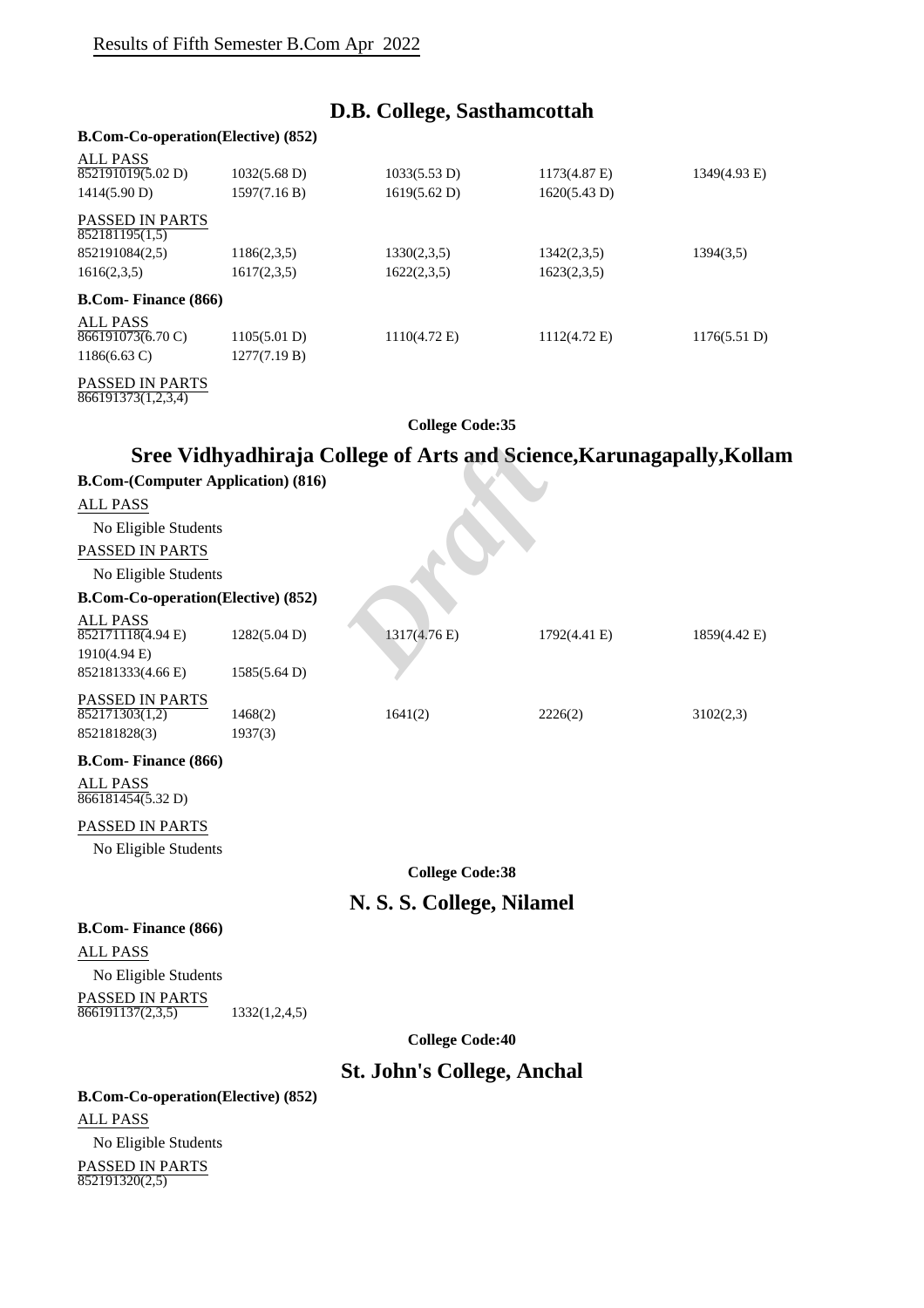Results of Fifth Semester B.Com Apr 2022

## D.B. College, Sasthamcottah

**B.Com-Co-operation(Elective) (852)**

ALL PASS

| | | | | |
|---|---|---|---|---|
| 852191019(5.02 D) | 1032(5.68 D) | 1033(5.53 D) | 1173(4.87 E) | 1349(4.93 E) |
| 1414(5.90 D) | 1597(7.16 B) | 1619(5.62 D) | 1620(5.43 D) | |

PASSED IN PARTS

| | | | | |
|---|---|---|---|---|
| 852181195(1,5) | | | | |
| 852191084(2,5) | 1186(2,3,5) | 1330(2,3,5) | 1342(2,3,5) | 1394(3,5) |
| 1616(2,3,5) | 1617(2,3,5) | 1622(2,3,5) | 1623(2,3,5) | |

**B.Com- Finance (866)**

ALL PASS

| | | | | |
|---|---|---|---|---|
| 866191073(6.70 C) | 1105(5.01 D) | 1110(4.72 E) | 1112(4.72 E) | 1176(5.51 D) |
| 1186(6.63 C) | 1277(7.19 B) | | | |

PASSED IN PARTS

866191373(1,2,3,4)

**College Code:35**

## Sree Vidhyadhiraja College of Arts and Science,Karunagapally,Kollam

**B.Com-(Computer Application) (816)**

ALL PASS

No Eligible Students

PASSED IN PARTS

No Eligible Students

**B.Com-Co-operation(Elective) (852)**

ALL PASS

| | | | | |
|---|---|---|---|---|
| 852171118(4.94 E) | 1282(5.04 D) | 1317(4.76 E) | 1792(4.41 E) | 1859(4.42 E) |
| 1910(4.94 E) | | | | |
| 852181333(4.66 E) | 1585(5.64 D) | | | |

PASSED IN PARTS

| | | | | |
|---|---|---|---|---|
| 852171303(1,2) | 1468(2) | 1641(2) | 2226(2) | 3102(2,3) |
| 852181828(3) | 1937(3) | | | |

**B.Com- Finance (866)**

ALL PASS

866181454(5.32 D)

PASSED IN PARTS

No Eligible Students

**College Code:38**

## N. S. S. College, Nilamel

**B.Com- Finance (866)**

ALL PASS

No Eligible Students

PASSED IN PARTS

866191137(2,3,5) 1332(1,2,4,5)

**College Code:40**

## St. John's College, Anchal

**B.Com-Co-operation(Elective) (852)**

ALL PASS

No Eligible Students

PASSED IN PARTS

852191320(2,5)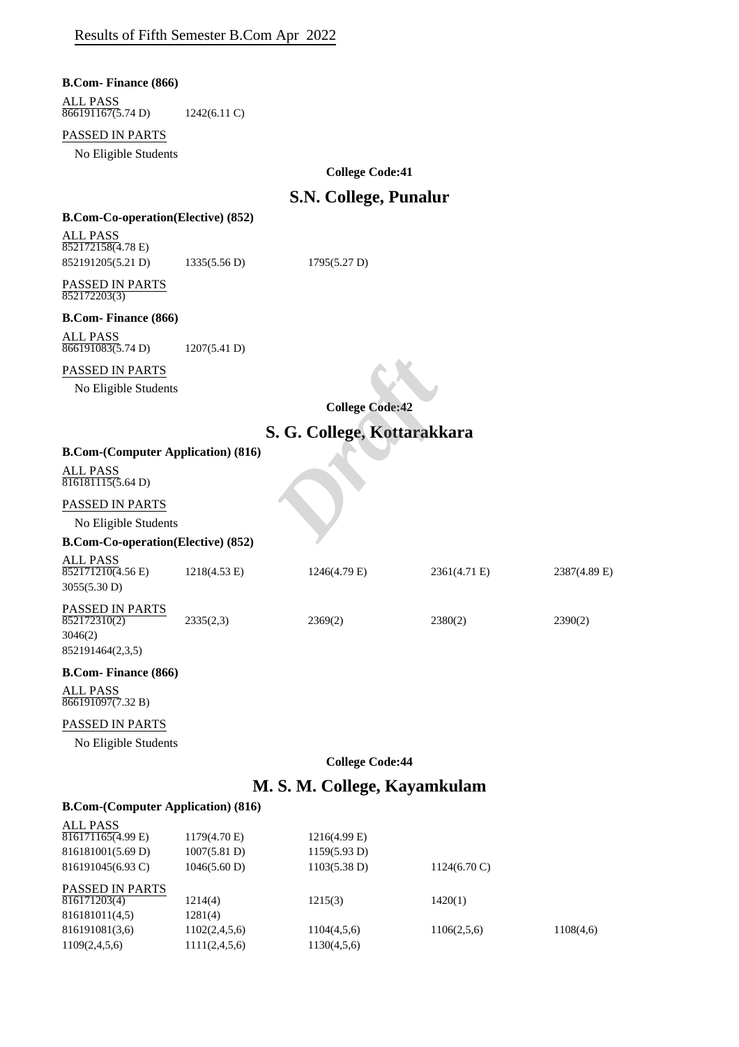Results of Fifth Semester B.Com Apr 2022

**B.Com- Finance (866)**

ALL PASS

866191167(5.74 D) 1242(6.11 C)

PASSED IN PARTS

No Eligible Students

**College Code:41**

## S.N. College, Punalur

**B.Com-Co-operation(Elective) (852)**

ALL PASS

852172158(4.78 E)

852191205(5.21 D) 1335(5.56 D) 1795(5.27 D)

PASSED IN PARTS

852172203(3)

**B.Com- Finance (866)**

ALL PASS

866191083(5.74 D) 1207(5.41 D)

PASSED IN PARTS

No Eligible Students

**College Code:42**

## S. G. College, Kottarakkara

**B.Com-(Computer Application) (816)**

ALL PASS

816181115(5.64 D)

PASSED IN PARTS

No Eligible Students

**B.Com-Co-operation(Elective) (852)**

ALL PASS

852171210(4.56 E) 1218(4.53 E) 1246(4.79 E) 2361(4.71 E) 2387(4.89 E)

3055(5.30 D)

PASSED IN PARTS

852172310(2) 2335(2,3) 2369(2) 2380(2) 2390(2)

3046(2)

852191464(2,3,5)

**B.Com- Finance (866)**

ALL PASS

866191097(7.32 B)

PASSED IN PARTS

No Eligible Students

**College Code:44**

## M. S. M. College, Kayamkulam

**B.Com-(Computer Application) (816)**

ALL PASS

816171165(4.99 E) 1179(4.70 E) 1216(4.99 E)

816181001(5.69 D) 1007(5.81 D) 1159(5.93 D)

816191045(6.93 C) 1046(5.60 D) 1103(5.38 D) 1124(6.70 C)

PASSED IN PARTS

816171203(4) 1214(4) 1215(3) 1420(1)

816181011(4,5) 1281(4)

816191081(3,6) 1102(2,4,5,6) 1104(4,5,6) 1106(2,5,6) 1108(4,6)

1109(2,4,5,6) 1111(2,4,5,6) 1130(4,5,6)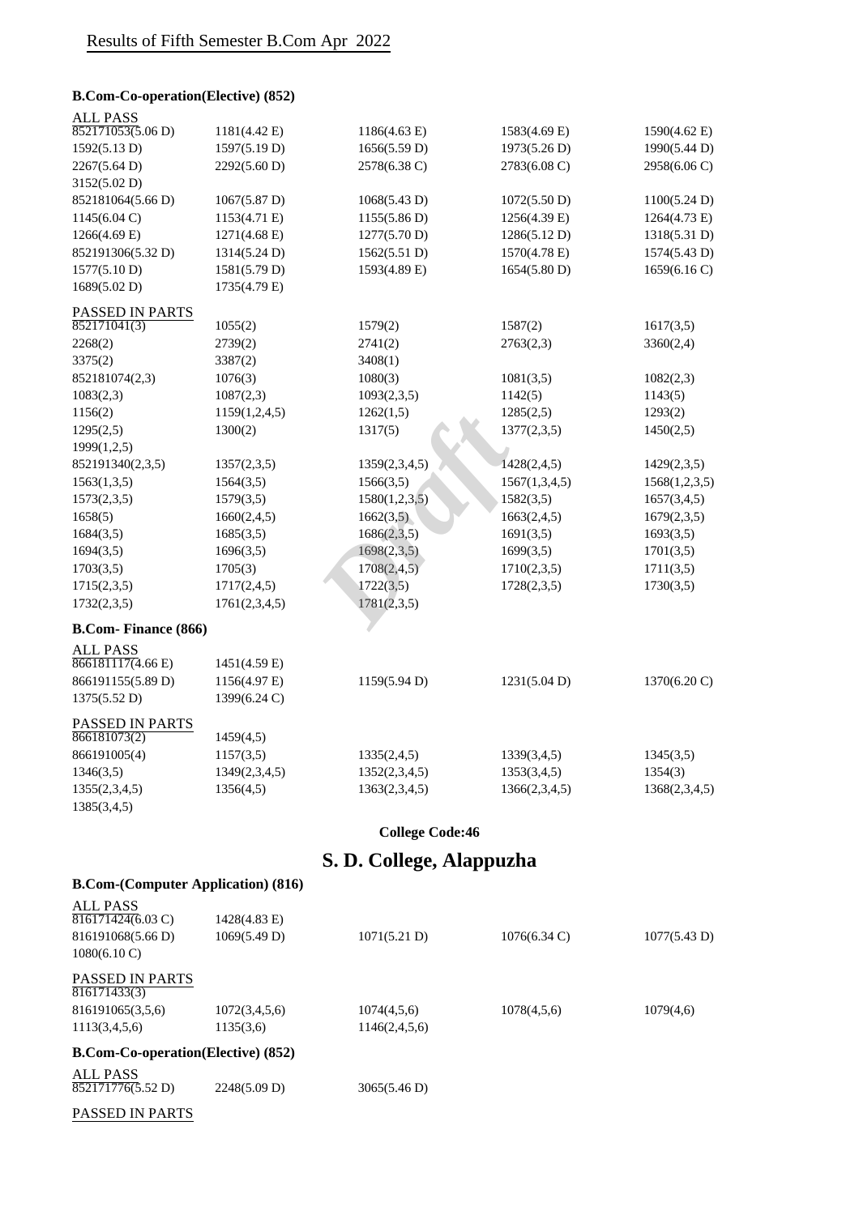# Results of Fifth Semester B.Com Apr 2022

### B.Com-Co-operation(Elective) (852)

ALL PASS

| | | | | |
|---|---|---|---|---|
| 852171053(5.06 D) | 1181(4.42 E) | 1186(4.63 E) | 1583(4.69 E) | 1590(4.62 E) |
| 1592(5.13 D) | 1597(5.19 D) | 1656(5.59 D) | 1973(5.26 D) | 1990(5.44 D) |
| 2267(5.64 D) | 2292(5.60 D) | 2578(6.38 C) | 2783(6.08 C) | 2958(6.06 C) |
| 3152(5.02 D) | | | | |
| 852181064(5.66 D) | 1067(5.87 D) | 1068(5.43 D) | 1072(5.50 D) | 1100(5.24 D) |
| 1145(6.04 C) | 1153(4.71 E) | 1155(5.86 D) | 1256(4.39 E) | 1264(4.73 E) |
| 1266(4.69 E) | 1271(4.68 E) | 1277(5.70 D) | 1286(5.12 D) | 1318(5.31 D) |
| 852191306(5.32 D) | 1314(5.24 D) | 1562(5.51 D) | 1570(4.78 E) | 1574(5.43 D) |
| 1577(5.10 D) | 1581(5.79 D) | 1593(4.89 E) | 1654(5.80 D) | 1659(6.16 C) |
| 1689(5.02 D) | 1735(4.79 E) | | | |

PASSED IN PARTS

| | | | | |
|---|---|---|---|---|
| 852171041(3) | 1055(2) | 1579(2) | 1587(2) | 1617(3,5) |
| 2268(2) | 2739(2) | 2741(2) | 2763(2,3) | 3360(2,4) |
| 3375(2) | 3387(2) | 3408(1) | | |
| 852181074(2,3) | 1076(3) | 1080(3) | 1081(3,5) | 1082(2,3) |
| 1083(2,3) | 1087(2,3) | 1093(2,3,5) | 1142(5) | 1143(5) |
| 1156(2) | 1159(1,2,4,5) | 1262(1,5) | 1285(2,5) | 1293(2) |
| 1295(2,5) | 1300(2) | 1317(5) | 1377(2,3,5) | 1450(2,5) |
| 1999(1,2,5) | | | | |
| 852191340(2,3,5) | 1357(2,3,5) | 1359(2,3,4,5) | 1428(2,4,5) | 1429(2,3,5) |
| 1563(1,3,5) | 1564(3,5) | 1566(3,5) | 1567(1,3,4,5) | 1568(1,2,3,5) |
| 1573(2,3,5) | 1579(3,5) | 1580(1,2,3,5) | 1582(3,5) | 1657(3,4,5) |
| 1658(5) | 1660(2,4,5) | 1662(3,5) | 1663(2,4,5) | 1679(2,3,5) |
| 1684(3,5) | 1685(3,5) | 1686(2,3,5) | 1691(3,5) | 1693(3,5) |
| 1694(3,5) | 1696(3,5) | 1698(2,3,5) | 1699(3,5) | 1701(3,5) |
| 1703(3,5) | 1705(3) | 1708(2,4,5) | 1710(2,3,5) | 1711(3,5) |
| 1715(2,3,5) | 1717(2,4,5) | 1722(3,5) | 1728(2,3,5) | 1730(3,5) |
| 1732(2,3,5) | 1761(2,3,4,5) | 1781(2,3,5) | | |

### B.Com- Finance (866)

ALL PASS

| | | | | |
|---|---|---|---|---|
| 866181117(4.66 E) | 1451(4.59 E) | | | |
| 866191155(5.89 D) | 1156(4.97 E) | 1159(5.94 D) | 1231(5.04 D) | 1370(6.20 C) |
| 1375(5.52 D) | 1399(6.24 C) | | | |

PASSED IN PARTS

| | | | | |
|---|---|---|---|---|
| 866181073(2) | 1459(4,5) | | | |
| 866191005(4) | 1157(3,5) | 1335(2,4,5) | 1339(3,4,5) | 1345(3,5) |
| 1346(3,5) | 1349(2,3,4,5) | 1352(2,3,4,5) | 1353(3,4,5) | 1354(3) |
| 1355(2,3,4,5) | 1356(4,5) | 1363(2,3,4,5) | 1366(2,3,4,5) | 1368(2,3,4,5) |
| 1385(3,4,5) | | | | |

**College Code:46**

## S. D. College, Alappuzha

### B.Com-(Computer Application) (816)

ALL PASS

| | | | | |
|---|---|---|---|---|
| 816171424(6.03 C) | 1428(4.83 E) | | | |
| 816191068(5.66 D) | 1069(5.49 D) | 1071(5.21 D) | 1076(6.34 C) | 1077(5.43 D) |
| 1080(6.10 C) | | | | |

PASSED IN PARTS

| | | | | |
|---|---|---|---|---|
| 816171433(3) | | | | |
| 816191065(3,5,6) | 1072(3,4,5,6) | 1074(4,5,6) | 1078(4,5,6) | 1079(4,6) |
| 1113(3,4,5,6) | 1135(3,6) | 1146(2,4,5,6) | | |

### B.Com-Co-operation(Elective) (852)

ALL PASS

| | | |
|---|---|---|
| 852171776(5.52 D) | 2248(5.09 D) | 3065(5.46 D) |

PASSED IN PARTS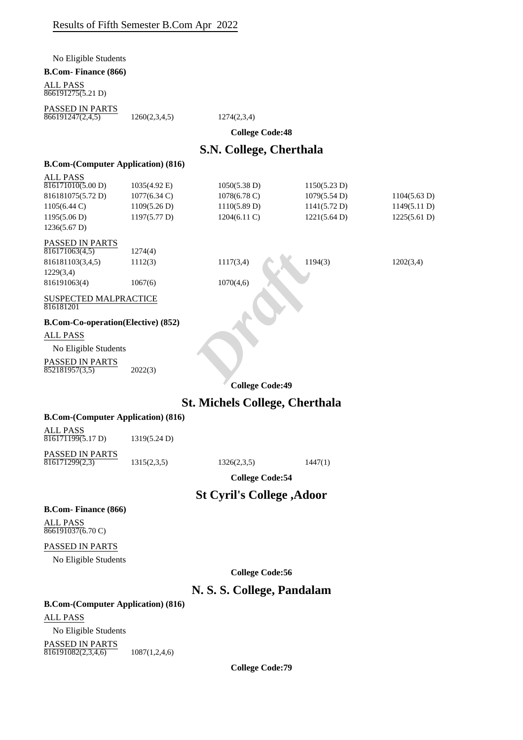No Eligible Students

**B.Com- Finance (866)**

ALL PASS

866191275(5.21 D)

PASSED IN PARTS

| | | |
|---|---|---|
| 866191247(2,4,5) | 1260(2,3,4,5) | 1274(2,3,4) |

**College Code:48**

## S.N. College, Cherthala

**B.Com-(Computer Application) (816)**

ALL PASS

| | | | | |
|---|---|---|---|---|
| 816171010(5.00 D) | 1035(4.92 E) | 1050(5.38 D) | 1150(5.23 D) | |
| 816181075(5.72 D) | 1077(6.34 C) | 1078(6.78 C) | 1079(5.54 D) | 1104(5.63 D) |
| 1105(6.44 C) | 1109(5.26 D) | 1110(5.89 D) | 1141(5.72 D) | 1149(5.11 D) |
| 1195(5.06 D) | 1197(5.77 D) | 1204(6.11 C) | 1221(5.64 D) | 1225(5.61 D) |
| 1236(5.67 D) | | | | |

PASSED IN PARTS

| | | | | |
|---|---|---|---|---|
| 816171063(4,5) | 1274(4) | | | |
| 816181103(3,4,5) | 1112(3) | 1117(3,4) | 1194(3) | 1202(3,4) |
| 1229(3,4) | | | | |
| 816191063(4) | 1067(6) | 1070(4,6) | | |

SUSPECTED MALPRACTICE

816181201

**B.Com-Co-operation(Elective) (852)**

ALL PASS

No Eligible Students

PASSED IN PARTS

| | |
|---|---|
| 852181957(3,5) | 2022(3) |

**College Code:49**

## St. Michels College, Cherthala

**B.Com-(Computer Application) (816)**

ALL PASS

| | |
|---|---|
| 816171199(5.17 D) | 1319(5.24 D) |

PASSED IN PARTS

| | | | |
|---|---|---|---|
| 816171299(2,3) | 1315(2,3,5) | 1326(2,3,5) | 1447(1) |

**College Code:54**

## St Cyril's College ,Adoor

**B.Com- Finance (866)**

ALL PASS

866191037(6.70 C)

PASSED IN PARTS

No Eligible Students

**College Code:56**

## N. S. S. College, Pandalam

**B.Com-(Computer Application) (816)**

ALL PASS

No Eligible Students

PASSED IN PARTS

| | |
|---|---|
| 816191082(2,3,4,6) | 1087(1,2,4,6) |

**College Code:79**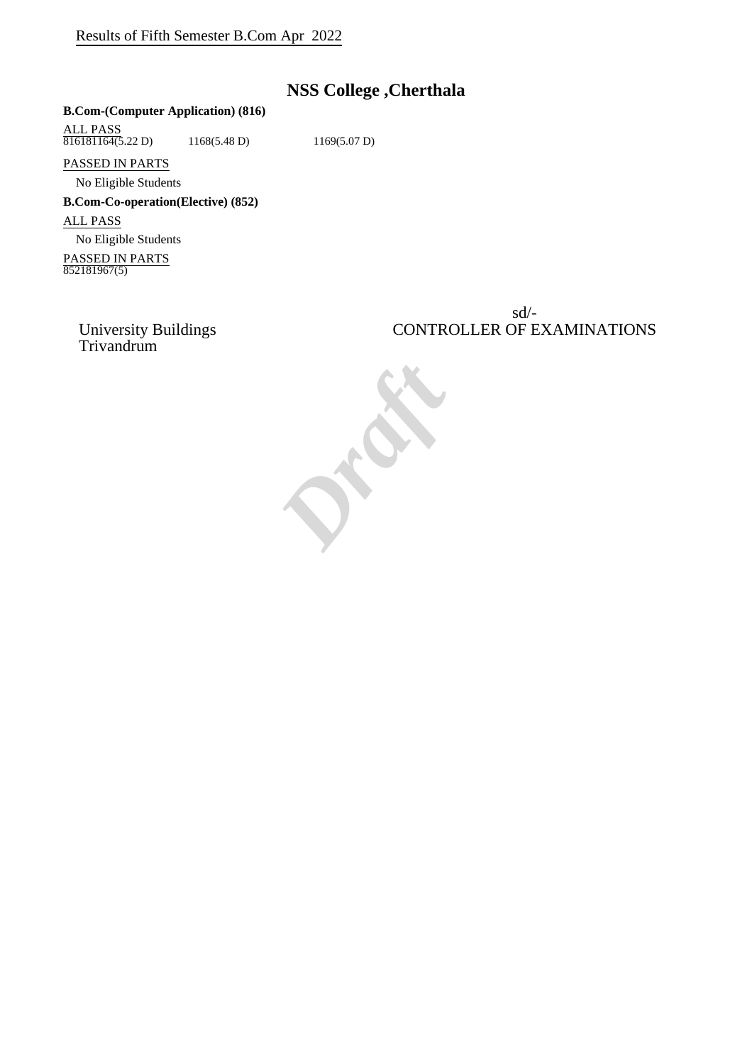Results of Fifth Semester B.Com Apr 2022

## NSS College ,Cherthala

**B.Com-(Computer Application) (816)**

ALL PASS

816181164(5.22 D) 1168(5.48 D) 1169(5.07 D)

PASSED IN PARTS

No Eligible Students

**B.Com-Co-operation(Elective) (852)**

ALL PASS

No Eligible Students

PASSED IN PARTS

852181967(5)

University Buildings
Trivandrum

sd/-
CONTROLLER OF EXAMINATIONS

Draft